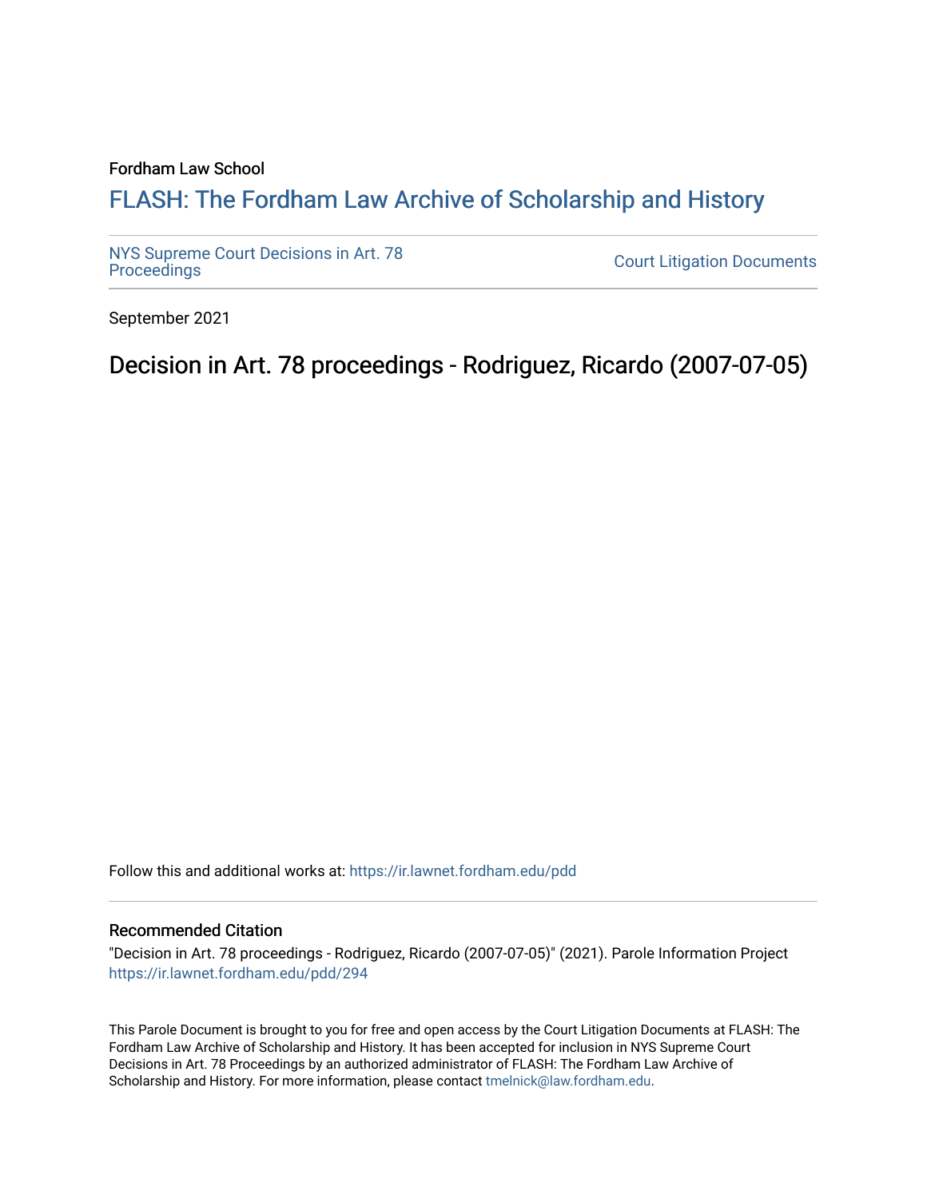Fordham Law School

# FLASH: The Fordham Law Archive of Scholarship and History

NYS Supreme Court Decisions in Art. 78 Proceedings

Court Litigation Documents

September 2021

## Decision in Art. 78 proceedings - Rodriguez, Ricardo (2007-07-05)

Follow this and additional works at: https://ir.lawnet.fordham.edu/pdd

### Recommended Citation

"Decision in Art. 78 proceedings - Rodriguez, Ricardo (2007-07-05)" (2021). Parole Information Project https://ir.lawnet.fordham.edu/pdd/294

This Parole Document is brought to you for free and open access by the Court Litigation Documents at FLASH: The Fordham Law Archive of Scholarship and History. It has been accepted for inclusion in NYS Supreme Court Decisions in Art. 78 Proceedings by an authorized administrator of FLASH: The Fordham Law Archive of Scholarship and History. For more information, please contact tmelnick@law.fordham.edu.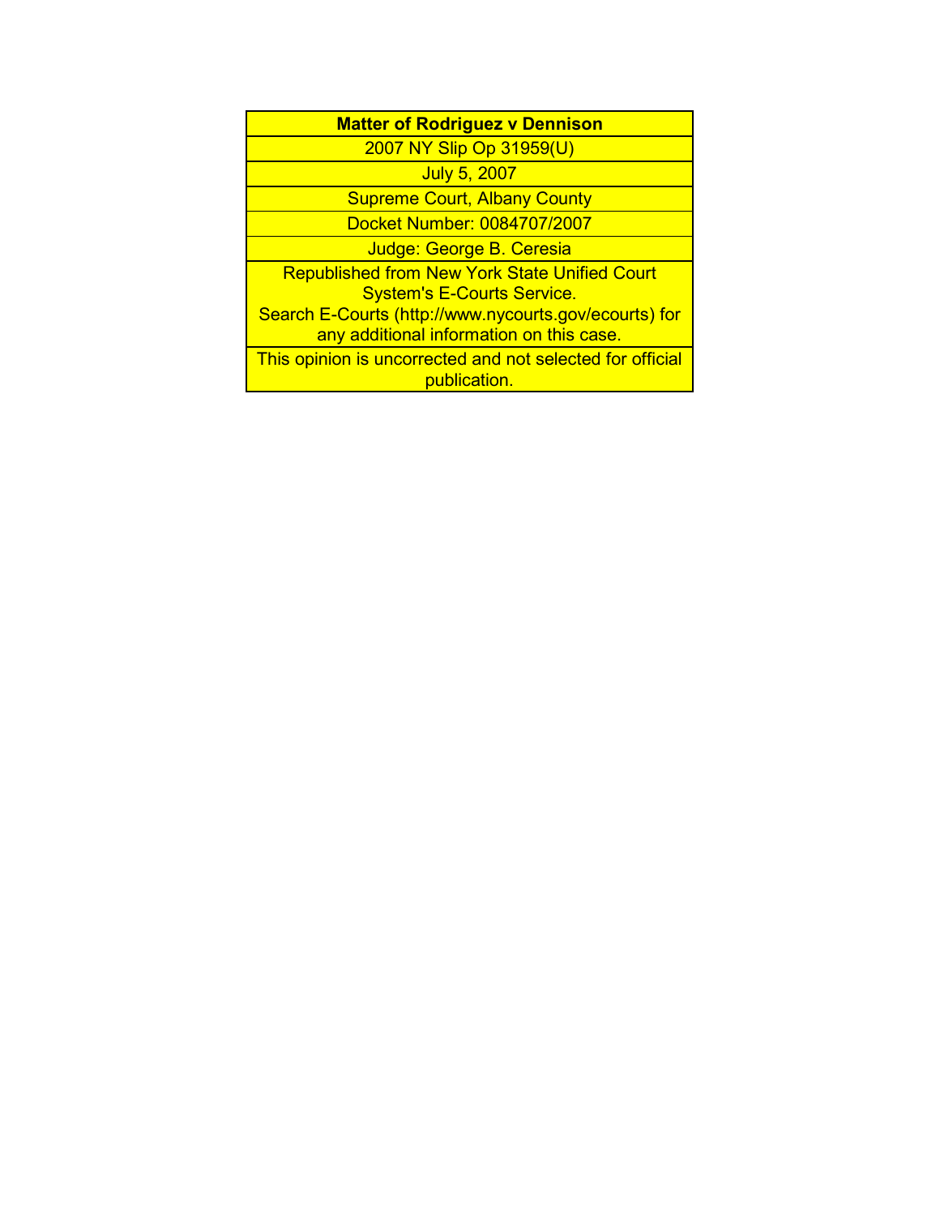**Matter of Rodriguez v Dennison**

2007 NY Slip Op 31959(U)

July 5, 2007

Supreme Court, Albany County

Docket Number: 0084707/2007

Judge: George B. Ceresia

Republished from New York State Unified Court System's E-Courts Service.
Search E-Courts (http://www.nycourts.gov/ecourts) for any additional information on this case.

This opinion is uncorrected and not selected for official publication.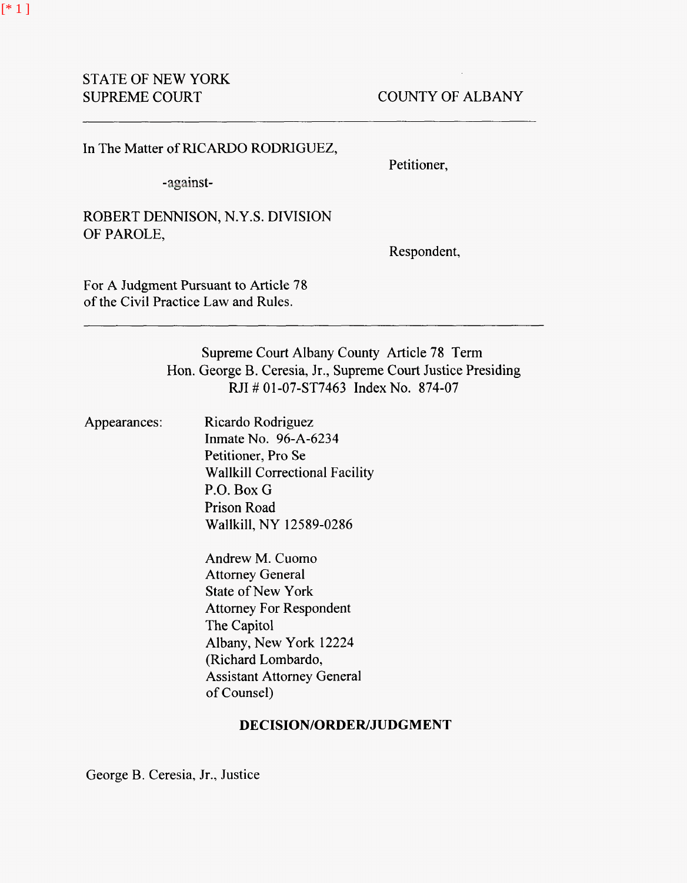STATE OF NEW YORK
SUPREME COURT COUNTY OF ALBANY

---

In The Matter of RICARDO RODRIGUEZ,

Petitioner,

-against-

ROBERT DENNISON, N.Y.S. DIVISION OF PAROLE,

Respondent,

For A Judgment Pursuant to Article 78 of the Civil Practice Law and Rules.

---

Supreme Court Albany County Article 78 Term
Hon. George B. Ceresia, Jr., Supreme Court Justice Presiding
RJI # 01-07-ST7463 Index No. 874-07

Appearances:

Ricardo Rodriguez
Inmate No. 96-A-6234
Petitioner, Pro Se
Wallkill Correctional Facility
P.O. Box G
Prison Road
Wallkill, NY 12589-0286

Andrew M. Cuomo
Attorney General
State of New York
Attorney For Respondent
The Capitol
Albany, New York 12224
(Richard Lombardo,
Assistant Attorney General
of Counsel)

**DECISION/ORDER/JUDGMENT**

George B. Ceresia, Jr., Justice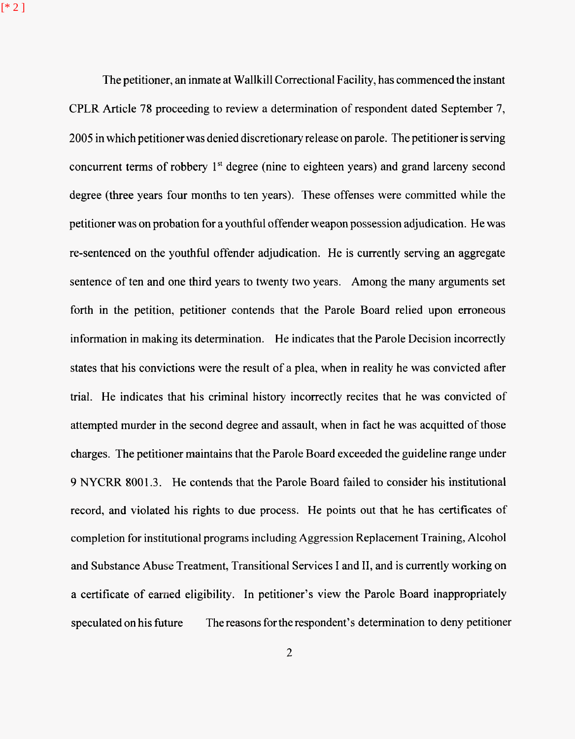The petitioner, an inmate at Wallkill Correctional Facility, has commenced the instant CPLR Article 78 proceeding to review a determination of respondent dated September 7, 2005 in which petitioner was denied discretionary release on parole. The petitioner is serving concurrent terms of robbery 1st degree (nine to eighteen years) and grand larceny second degree (three years four months to ten years). These offenses were committed while the petitioner was on probation for a youthful offender weapon possession adjudication. He was re-sentenced on the youthful offender adjudication. He is currently serving an aggregate sentence of ten and one third years to twenty two years. Among the many arguments set forth in the petition, petitioner contends that the Parole Board relied upon erroneous information in making its determination. He indicates that the Parole Decision incorrectly states that his convictions were the result of a plea, when in reality he was convicted after trial. He indicates that his criminal history incorrectly recites that he was convicted of attempted murder in the second degree and assault, when in fact he was acquitted of those charges. The petitioner maintains that the Parole Board exceeded the guideline range under 9 NYCRR 8001.3. He contends that the Parole Board failed to consider his institutional record, and violated his rights to due process. He points out that he has certificates of completion for institutional programs including Aggression Replacement Training, Alcohol and Substance Abuse Treatment, Transitional Services I and II, and is currently working on a certificate of earned eligibility. In petitioner's view the Parole Board inappropriately speculated on his future The reasons for the respondent's determination to deny petitioner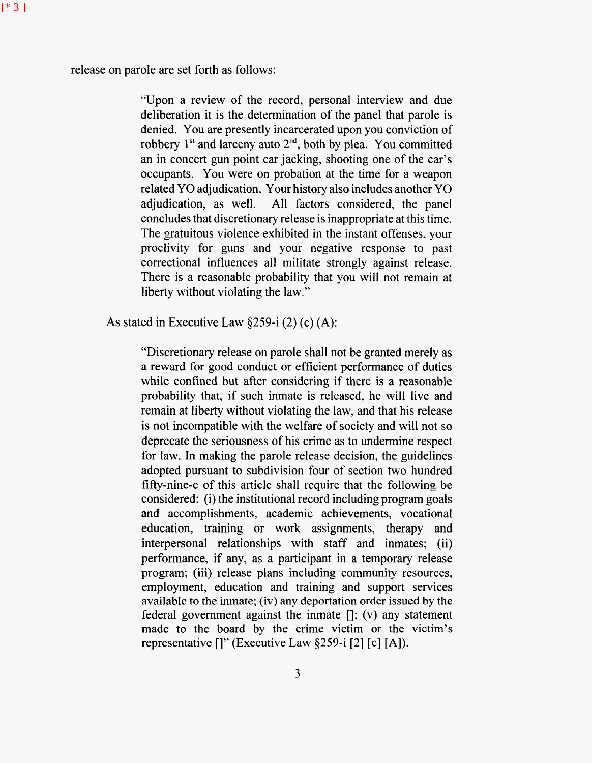release on parole are set forth as follows:

> "Upon a review of the record, personal interview and due deliberation it is the determination of the panel that parole is denied. You are presently incarcerated upon you conviction of robbery 1st and larceny auto 2nd, both by plea. You committed an in concert gun point car jacking, shooting one of the car's occupants. You were on probation at the time for a weapon related YO adjudication. Your history also includes another YO adjudication, as well. All factors considered, the panel concludes that discretionary release is inappropriate at this time. The gratuitous violence exhibited in the instant offenses, your proclivity for guns and your negative response to past correctional influences all militate strongly against release. There is a reasonable probability that you will not remain at liberty without violating the law."

As stated in Executive Law §259-i (2) (c) (A):

> "Discretionary release on parole shall not be granted merely as a reward for good conduct or efficient performance of duties while confined but after considering if there is a reasonable probability that, if such inmate is released, he will live and remain at liberty without violating the law, and that his release is not incompatible with the welfare of society and will not so deprecate the seriousness of his crime as to undermine respect for law. In making the parole release decision, the guidelines adopted pursuant to subdivision four of section two hundred fifty-nine-c of this article shall require that the following be considered: (i) the institutional record including program goals and accomplishments, academic achievements, vocational education, training or work assignments, therapy and interpersonal relationships with staff and inmates; (ii) performance, if any, as a participant in a temporary release program; (iii) release plans including community resources, employment, education and training and support services available to the inmate; (iv) any deportation order issued by the federal government against the inmate []; (v) any statement made to the board by the crime victim or the victim's representative []" (Executive Law §259-i [2] [c] [A]).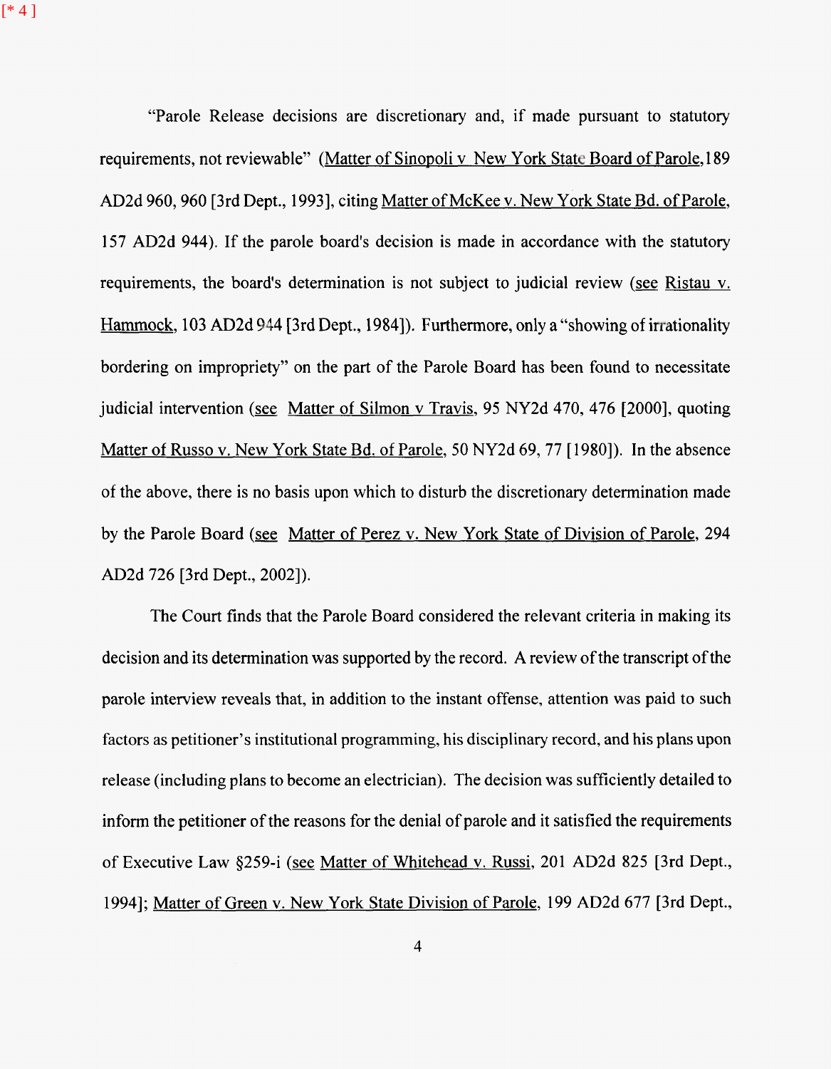"Parole Release decisions are discretionary and, if made pursuant to statutory requirements, not reviewable" (Matter of Sinopoli v New York State Board of Parole, 189 AD2d 960, 960 [3rd Dept., 1993], citing Matter of McKee v. New York State Bd. of Parole, 157 AD2d 944). If the parole board's decision is made in accordance with the statutory requirements, the board's determination is not subject to judicial review (see Ristau v. Hammock, 103 AD2d 944 [3rd Dept., 1984]). Furthermore, only a "showing of irrationality bordering on impropriety" on the part of the Parole Board has been found to necessitate judicial intervention (see Matter of Silmon v Travis, 95 NY2d 470, 476 [2000], quoting Matter of Russo v. New York State Bd. of Parole, 50 NY2d 69, 77 [1980]). In the absence of the above, there is no basis upon which to disturb the discretionary determination made by the Parole Board (see Matter of Perez v. New York State of Division of Parole, 294 AD2d 726 [3rd Dept., 2002]).

The Court finds that the Parole Board considered the relevant criteria in making its decision and its determination was supported by the record. A review of the transcript of the parole interview reveals that, in addition to the instant offense, attention was paid to such factors as petitioner's institutional programming, his disciplinary record, and his plans upon release (including plans to become an electrician). The decision was sufficiently detailed to inform the petitioner of the reasons for the denial of parole and it satisfied the requirements of Executive Law §259-i (see Matter of Whitehead v. Russi, 201 AD2d 825 [3rd Dept., 1994]; Matter of Green v. New York State Division of Parole, 199 AD2d 677 [3rd Dept.,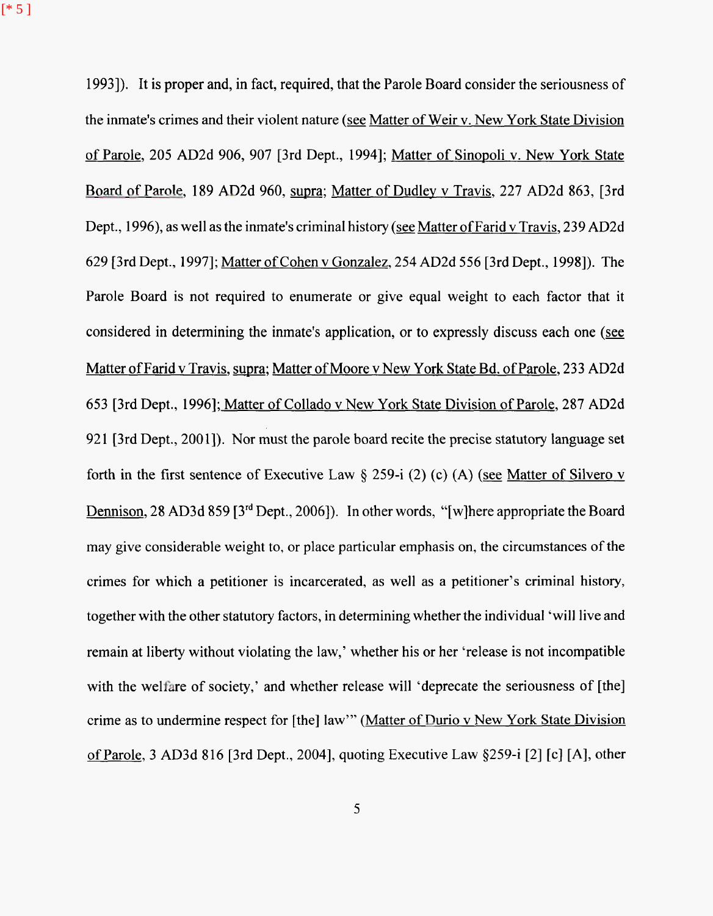1993]). It is proper and, in fact, required, that the Parole Board consider the seriousness of the inmate's crimes and their violent nature (see Matter of Weir v. New York State Division of Parole, 205 AD2d 906, 907 [3rd Dept., 1994]; Matter of Sinopoli v. New York State Board of Parole, 189 AD2d 960, supra; Matter of Dudley v Travis, 227 AD2d 863, [3rd Dept., 1996), as well as the inmate's criminal history (see Matter of Farid v Travis, 239 AD2d 629 [3rd Dept., 1997]; Matter of Cohen v Gonzalez, 254 AD2d 556 [3rd Dept., 1998]). The Parole Board is not required to enumerate or give equal weight to each factor that it considered in determining the inmate's application, or to expressly discuss each one (see Matter of Farid v Travis, supra; Matter of Moore v New York State Bd. of Parole, 233 AD2d 653 [3rd Dept., 1996]; Matter of Collado v New York State Division of Parole, 287 AD2d 921 [3rd Dept., 2001]). Nor must the parole board recite the precise statutory language set forth in the first sentence of Executive Law § 259-i (2) (c) (A) (see Matter of Silvero v Dennison, 28 AD3d 859 [3rd Dept., 2006]). In other words, "[w]here appropriate the Board may give considerable weight to, or place particular emphasis on, the circumstances of the crimes for which a petitioner is incarcerated, as well as a petitioner's criminal history, together with the other statutory factors, in determining whether the individual 'will live and remain at liberty without violating the law,' whether his or her 'release is not incompatible with the welfare of society,' and whether release will 'deprecate the seriousness of [the] crime as to undermine respect for [the] law'" (Matter of Durio v New York State Division of Parole, 3 AD3d 816 [3rd Dept., 2004], quoting Executive Law §259-i [2] [c] [A], other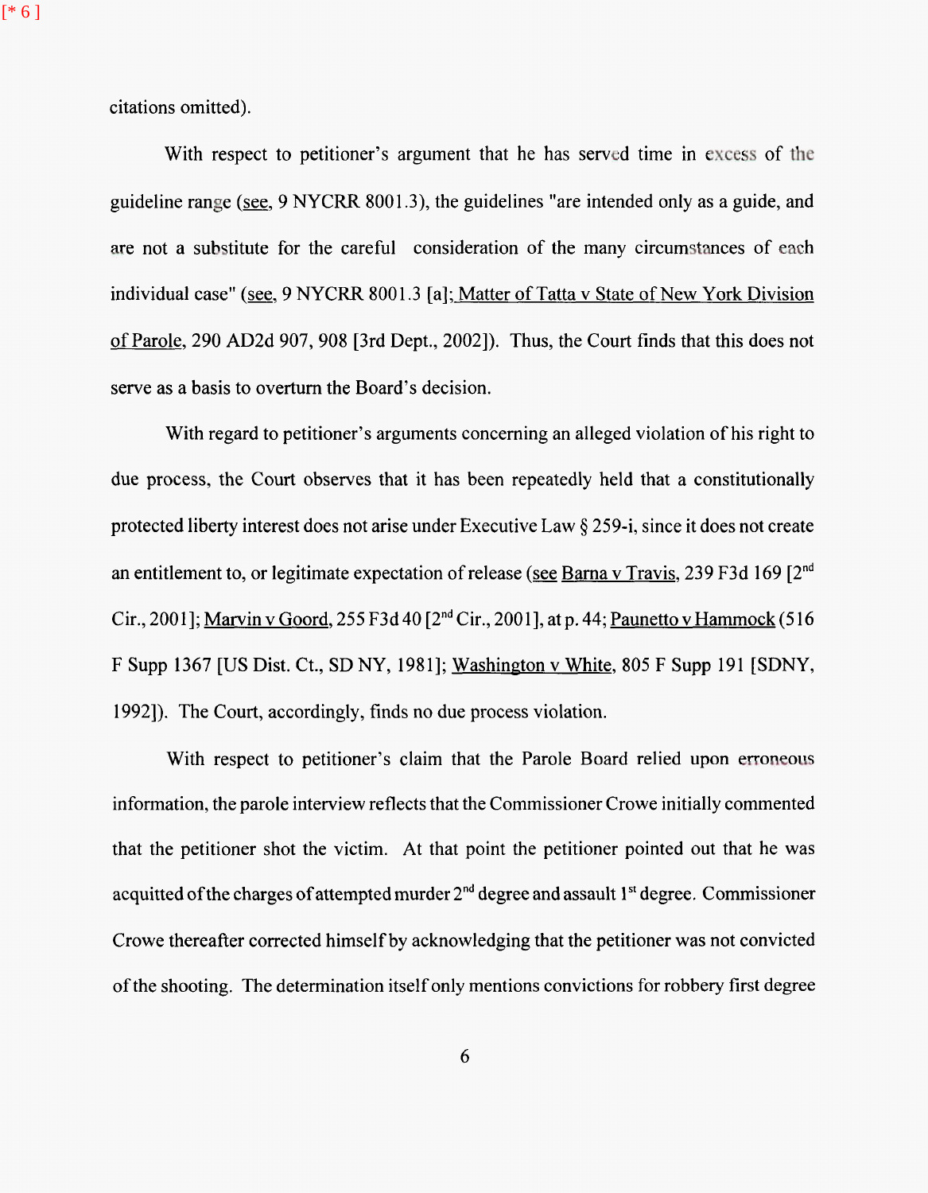citations omitted).

With respect to petitioner's argument that he has served time in excess of the guideline range (see, 9 NYCRR 8001.3), the guidelines "are intended only as a guide, and are not a substitute for the careful consideration of the many circumstances of each individual case" (see, 9 NYCRR 8001.3 [a]; Matter of Tatta v State of New York Division of Parole, 290 AD2d 907, 908 [3rd Dept., 2002]). Thus, the Court finds that this does not serve as a basis to overturn the Board's decision.

With regard to petitioner's arguments concerning an alleged violation of his right to due process, the Court observes that it has been repeatedly held that a constitutionally protected liberty interest does not arise under Executive Law § 259-i, since it does not create an entitlement to, or legitimate expectation of release (see Barna v Travis, 239 F3d 169 [2nd Cir., 2001]; Marvin v Goord, 255 F3d 40 [2nd Cir., 2001], at p. 44; Paunetto v Hammock (516 F Supp 1367 [US Dist. Ct., SD NY, 1981]; Washington v White, 805 F Supp 191 [SDNY, 1992]). The Court, accordingly, finds no due process violation.

With respect to petitioner's claim that the Parole Board relied upon erroneous information, the parole interview reflects that the Commissioner Crowe initially commented that the petitioner shot the victim. At that point the petitioner pointed out that he was acquitted of the charges of attempted murder 2nd degree and assault 1st degree. Commissioner Crowe thereafter corrected himself by acknowledging that the petitioner was not convicted of the shooting. The determination itself only mentions convictions for robbery first degree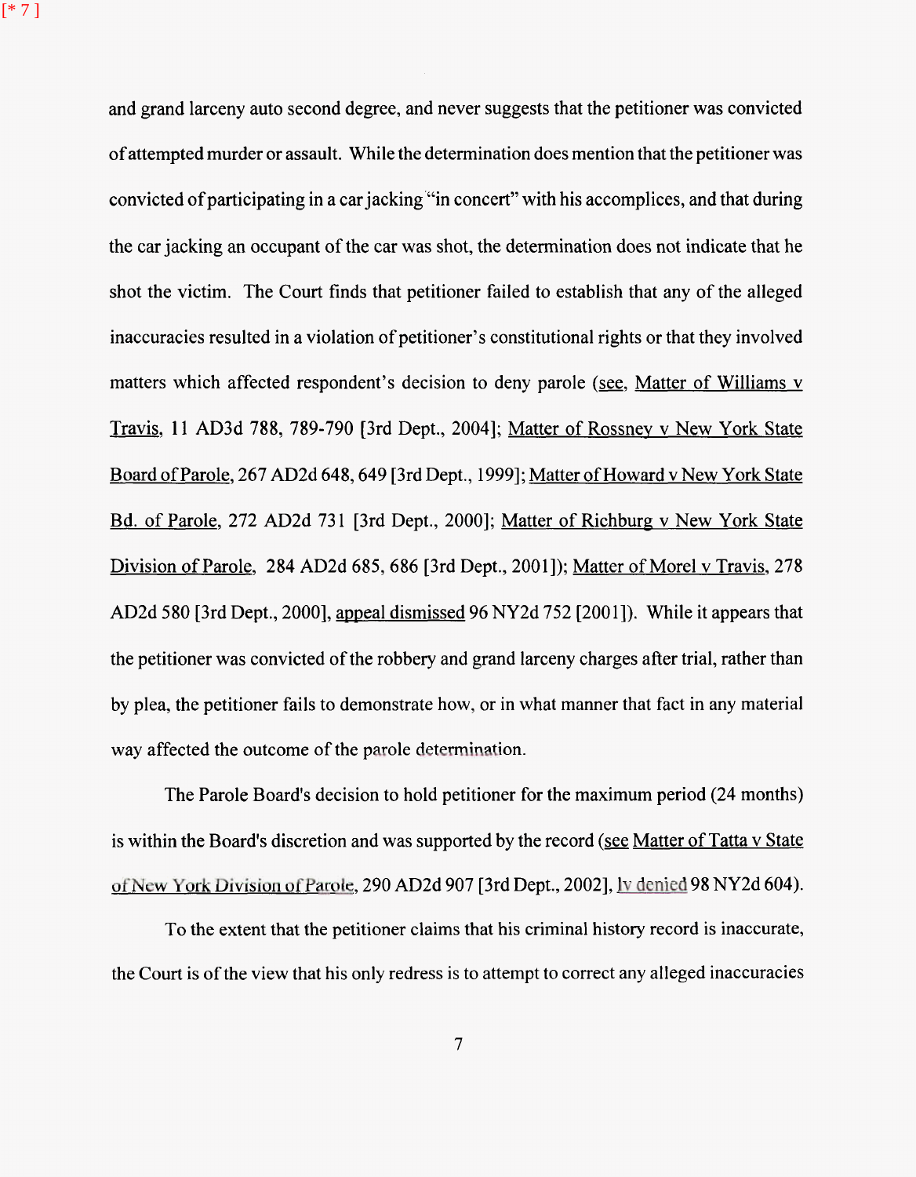and grand larceny auto second degree, and never suggests that the petitioner was convicted of attempted murder or assault. While the determination does mention that the petitioner was convicted of participating in a car jacking "in concert" with his accomplices, and that during the car jacking an occupant of the car was shot, the determination does not indicate that he shot the victim. The Court finds that petitioner failed to establish that any of the alleged inaccuracies resulted in a violation of petitioner's constitutional rights or that they involved matters which affected respondent's decision to deny parole (see, Matter of Williams v Travis, 11 AD3d 788, 789-790 [3rd Dept., 2004]; Matter of Rossney v New York State Board of Parole, 267 AD2d 648, 649 [3rd Dept., 1999]; Matter of Howard v New York State Bd. of Parole, 272 AD2d 731 [3rd Dept., 2000]; Matter of Richburg v New York State Division of Parole, 284 AD2d 685, 686 [3rd Dept., 2001]); Matter of Morel v Travis, 278 AD2d 580 [3rd Dept., 2000], appeal dismissed 96 NY2d 752 [2001]). While it appears that the petitioner was convicted of the robbery and grand larceny charges after trial, rather than by plea, the petitioner fails to demonstrate how, or in what manner that fact in any material way affected the outcome of the parole determination.

The Parole Board's decision to hold petitioner for the maximum period (24 months) is within the Board's discretion and was supported by the record (see Matter of Tatta v State of New York Division of Parole, 290 AD2d 907 [3rd Dept., 2002], lv denied 98 NY2d 604).

To the extent that the petitioner claims that his criminal history record is inaccurate, the Court is of the view that his only redress is to attempt to correct any alleged inaccuracies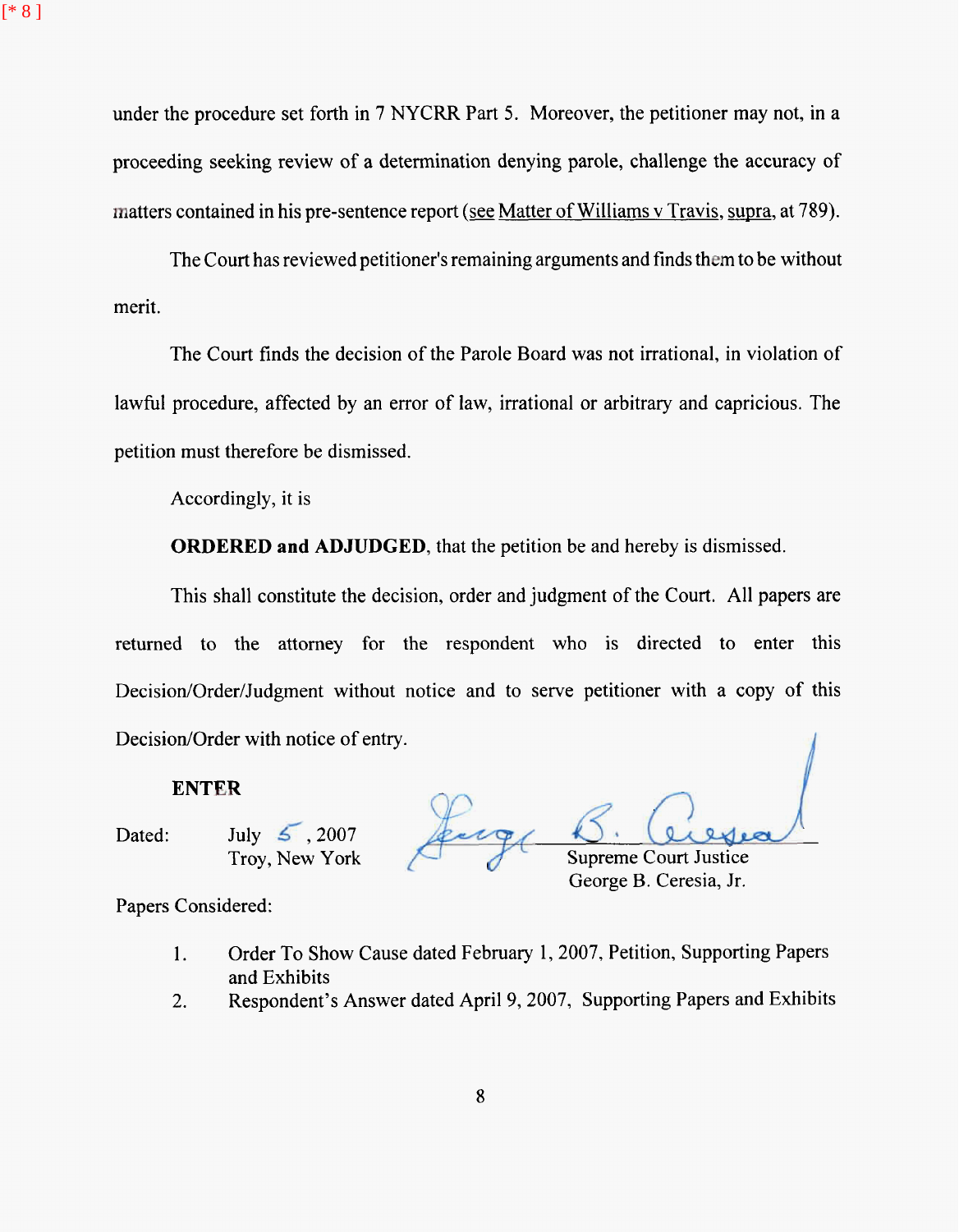under the procedure set forth in 7 NYCRR Part 5. Moreover, the petitioner may not, in a proceeding seeking review of a determination denying parole, challenge the accuracy of matters contained in his pre-sentence report (see Matter of Williams v Travis, supra, at 789).

The Court has reviewed petitioner's remaining arguments and finds them to be without merit.

The Court finds the decision of the Parole Board was not irrational, in violation of lawful procedure, affected by an error of law, irrational or arbitrary and capricious. The petition must therefore be dismissed.

Accordingly, it is

**ORDERED and ADJUDGED**, that the petition be and hereby is dismissed.

This shall constitute the decision, order and judgment of the Court. All papers are returned to the attorney for the respondent who is directed to enter this Decision/Order/Judgment without notice and to serve petitioner with a copy of this Decision/Order with notice of entry.

**ENTER**

Dated: July 5, 2007
Troy, New York

Supreme Court Justice
George B. Ceresia, Jr.

Papers Considered:

1. Order To Show Cause dated February 1, 2007, Petition, Supporting Papers and Exhibits
2. Respondent's Answer dated April 9, 2007, Supporting Papers and Exhibits